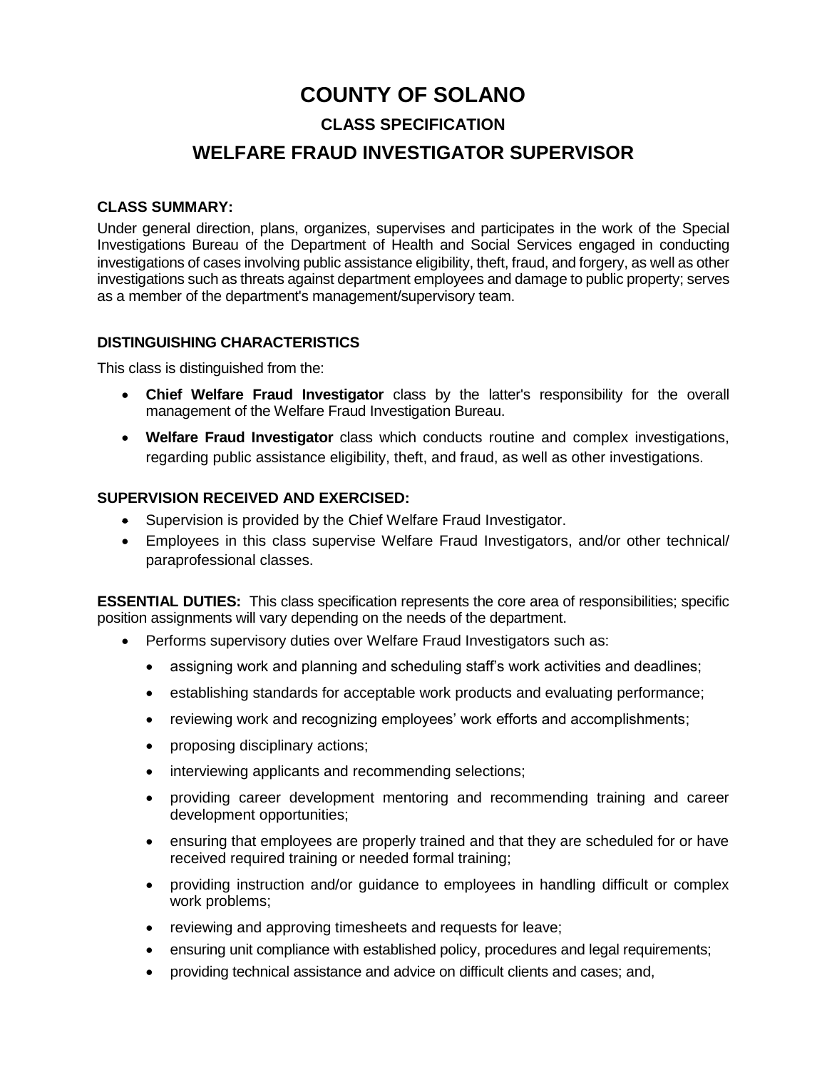# COUNTY OF SOLANO

## CLASS SPECIFICATION

## WELFARE FRAUD INVESTIGATOR SUPERVISOR

### CLASS SUMMARY:

Under general direction, plans, organizes, supervises and participates in the work of the Special Investigations Bureau of the Department of Health and Social Services engaged in conducting investigations of cases involving public assistance eligibility, theft, fraud, and forgery, as well as other investigations such as threats against department employees and damage to public property; serves as a member of the department's management/supervisory team.

### DISTINGUISHING CHARACTERISTICS

This class is distinguished from the:

- **Chief Welfare Fraud Investigator** class by the latter's responsibility for the overall management of the Welfare Fraud Investigation Bureau.
- **Welfare Fraud Investigator** class which conducts routine and complex investigations, regarding public assistance eligibility, theft, and fraud, as well as other investigations.

### SUPERVISION RECEIVED AND EXERCISED:

- Supervision is provided by the Chief Welfare Fraud Investigator.
- Employees in this class supervise Welfare Fraud Investigators, and/or other technical/ paraprofessional classes.

**ESSENTIAL DUTIES:** This class specification represents the core area of responsibilities; specific position assignments will vary depending on the needs of the department.

- Performs supervisory duties over Welfare Fraud Investigators such as:
  - assigning work and planning and scheduling staff's work activities and deadlines;
  - establishing standards for acceptable work products and evaluating performance;
  - reviewing work and recognizing employees' work efforts and accomplishments;
  - proposing disciplinary actions;
  - interviewing applicants and recommending selections;
  - providing career development mentoring and recommending training and career development opportunities;
  - ensuring that employees are properly trained and that they are scheduled for or have received required training or needed formal training;
  - providing instruction and/or guidance to employees in handling difficult or complex work problems;
  - reviewing and approving timesheets and requests for leave;
  - ensuring unit compliance with established policy, procedures and legal requirements;
  - providing technical assistance and advice on difficult clients and cases; and,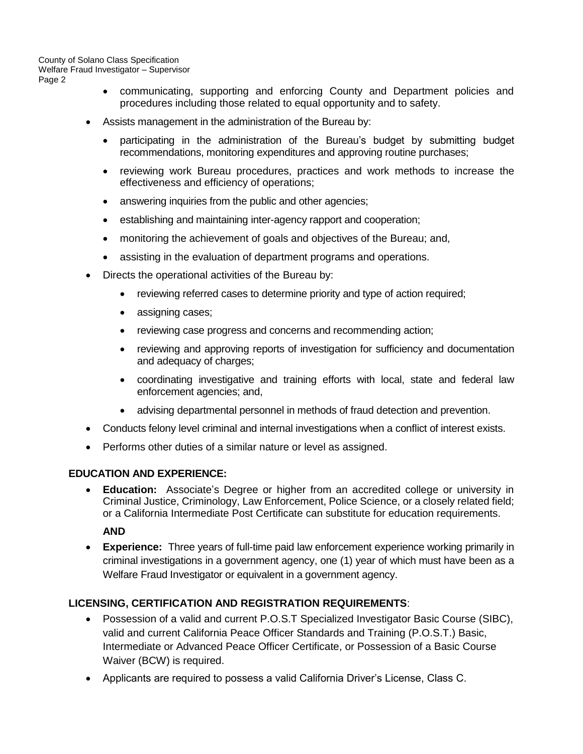- communicating, supporting and enforcing County and Department policies and procedures including those related to equal opportunity and to safety.

- Assists management in the administration of the Bureau by:
  - participating in the administration of the Bureau's budget by submitting budget recommendations, monitoring expenditures and approving routine purchases;
  - reviewing work Bureau procedures, practices and work methods to increase the effectiveness and efficiency of operations;
  - answering inquiries from the public and other agencies;
  - establishing and maintaining inter-agency rapport and cooperation;
  - monitoring the achievement of goals and objectives of the Bureau; and,
  - assisting in the evaluation of department programs and operations.
- Directs the operational activities of the Bureau by:
  - reviewing referred cases to determine priority and type of action required;
  - assigning cases;
  - reviewing case progress and concerns and recommending action;
  - reviewing and approving reports of investigation for sufficiency and documentation and adequacy of charges;
  - coordinating investigative and training efforts with local, state and federal law enforcement agencies; and,
  - advising departmental personnel in methods of fraud detection and prevention.
- Conducts felony level criminal and internal investigations when a conflict of interest exists.
- Performs other duties of a similar nature or level as assigned.

## EDUCATION AND EXPERIENCE:

- **Education:** Associate's Degree or higher from an accredited college or university in Criminal Justice, Criminology, Law Enforcement, Police Science, or a closely related field; or a California Intermediate Post Certificate can substitute for education requirements.

  **AND**

- **Experience:** Three years of full-time paid law enforcement experience working primarily in criminal investigations in a government agency, one (1) year of which must have been as a Welfare Fraud Investigator or equivalent in a government agency.

## LICENSING, CERTIFICATION AND REGISTRATION REQUIREMENTS:

- Possession of a valid and current P.O.S.T Specialized Investigator Basic Course (SIBC), valid and current California Peace Officer Standards and Training (P.O.S.T.) Basic, Intermediate or Advanced Peace Officer Certificate, or Possession of a Basic Course Waiver (BCW) is required.
- Applicants are required to possess a valid California Driver's License, Class C.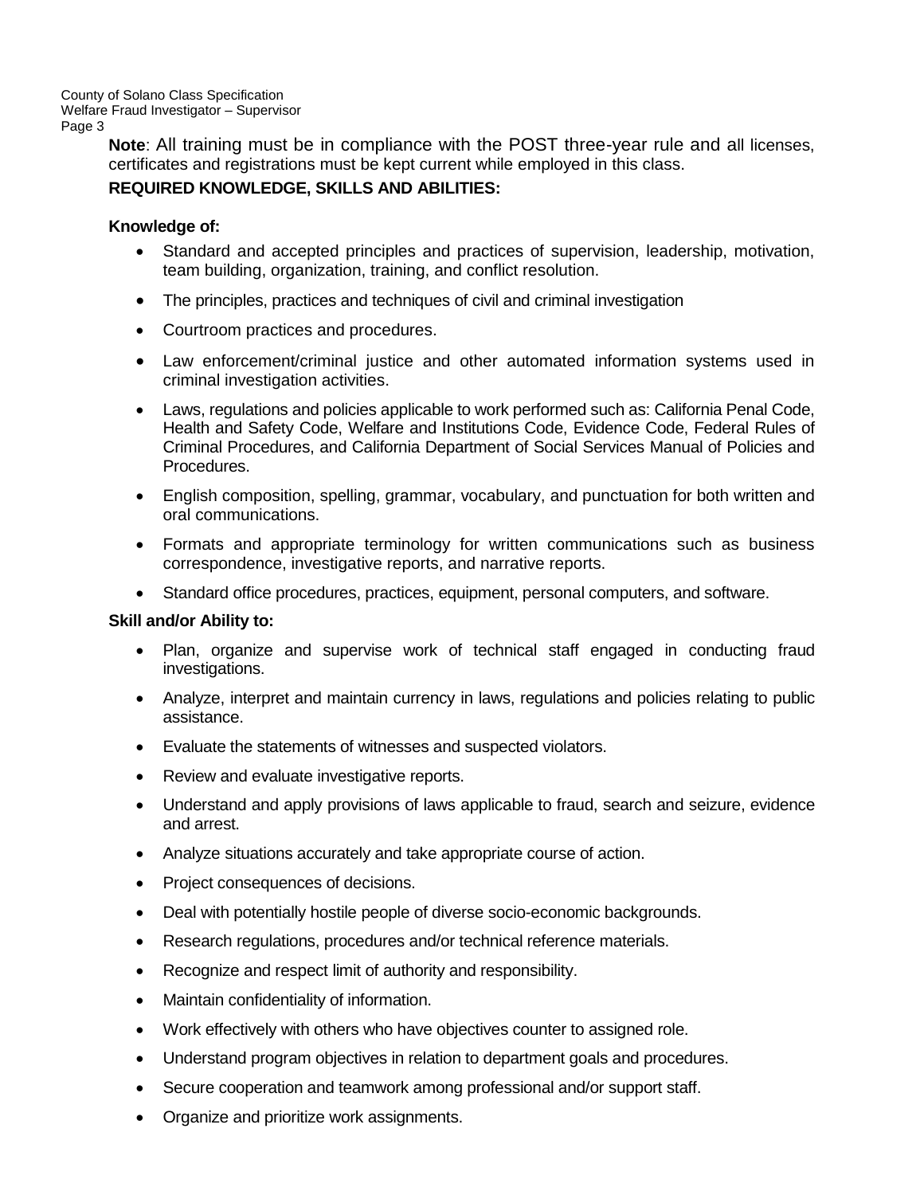**Note**: All training must be in compliance with the POST three-year rule and all licenses, certificates and registrations must be kept current while employed in this class.

**REQUIRED KNOWLEDGE, SKILLS AND ABILITIES:**

**Knowledge of:**

- Standard and accepted principles and practices of supervision, leadership, motivation, team building, organization, training, and conflict resolution.
- The principles, practices and techniques of civil and criminal investigation
- Courtroom practices and procedures.
- Law enforcement/criminal justice and other automated information systems used in criminal investigation activities.
- Laws, regulations and policies applicable to work performed such as: California Penal Code, Health and Safety Code, Welfare and Institutions Code, Evidence Code, Federal Rules of Criminal Procedures, and California Department of Social Services Manual of Policies and Procedures.
- English composition, spelling, grammar, vocabulary, and punctuation for both written and oral communications.
- Formats and appropriate terminology for written communications such as business correspondence, investigative reports, and narrative reports.
- Standard office procedures, practices, equipment, personal computers, and software.

**Skill and/or Ability to:**

- Plan, organize and supervise work of technical staff engaged in conducting fraud investigations.
- Analyze, interpret and maintain currency in laws, regulations and policies relating to public assistance.
- Evaluate the statements of witnesses and suspected violators.
- Review and evaluate investigative reports.
- Understand and apply provisions of laws applicable to fraud, search and seizure, evidence and arrest.
- Analyze situations accurately and take appropriate course of action.
- Project consequences of decisions.
- Deal with potentially hostile people of diverse socio-economic backgrounds.
- Research regulations, procedures and/or technical reference materials.
- Recognize and respect limit of authority and responsibility.
- Maintain confidentiality of information.
- Work effectively with others who have objectives counter to assigned role.
- Understand program objectives in relation to department goals and procedures.
- Secure cooperation and teamwork among professional and/or support staff.
- Organize and prioritize work assignments.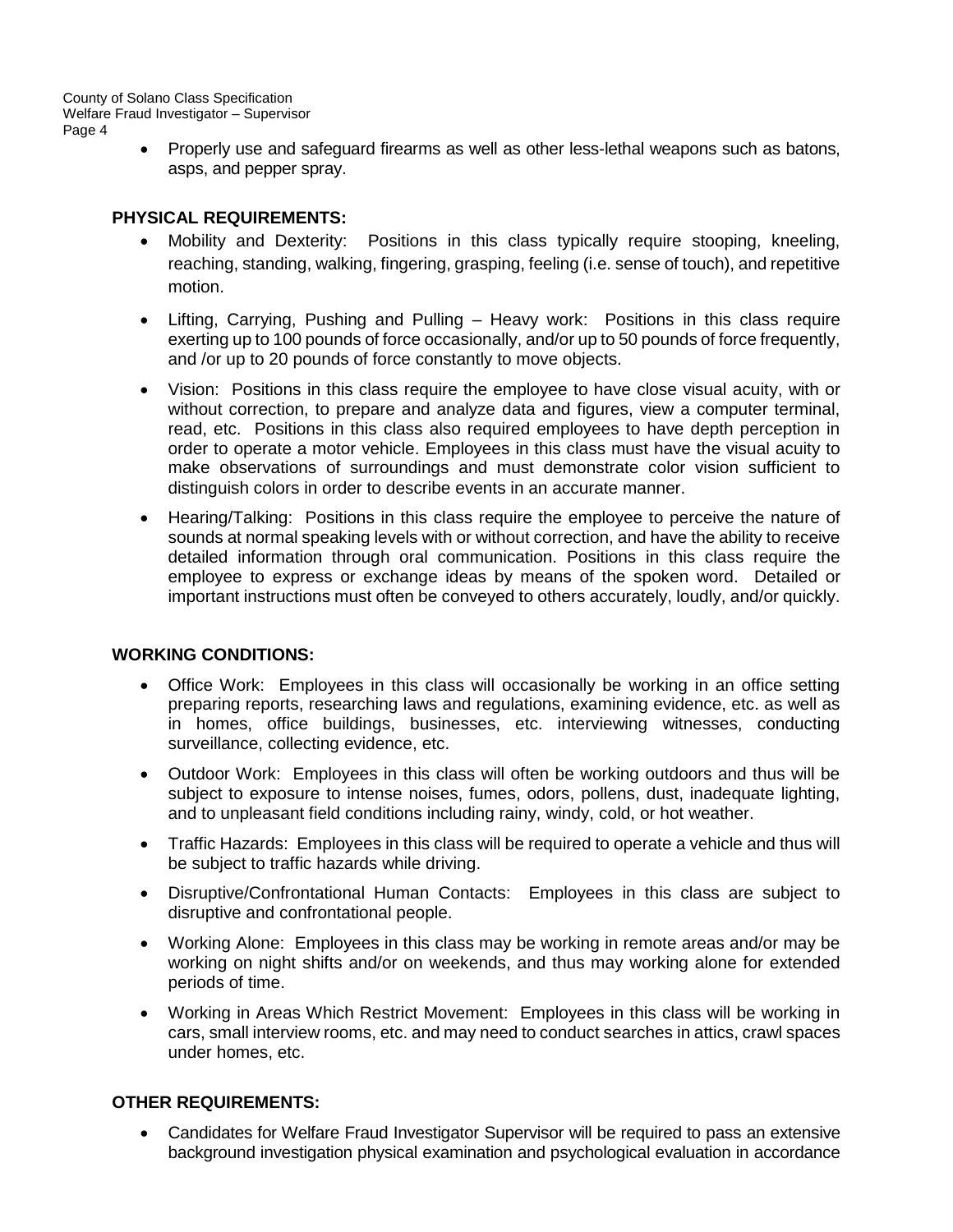- Properly use and safeguard firearms as well as other less-lethal weapons such as batons, asps, and pepper spray.

## PHYSICAL REQUIREMENTS:

- Mobility and Dexterity: Positions in this class typically require stooping, kneeling, reaching, standing, walking, fingering, grasping, feeling (i.e. sense of touch), and repetitive motion.
- Lifting, Carrying, Pushing and Pulling – Heavy work: Positions in this class require exerting up to 100 pounds of force occasionally, and/or up to 50 pounds of force frequently, and /or up to 20 pounds of force constantly to move objects.
- Vision: Positions in this class require the employee to have close visual acuity, with or without correction, to prepare and analyze data and figures, view a computer terminal, read, etc. Positions in this class also required employees to have depth perception in order to operate a motor vehicle. Employees in this class must have the visual acuity to make observations of surroundings and must demonstrate color vision sufficient to distinguish colors in order to describe events in an accurate manner.
- Hearing/Talking: Positions in this class require the employee to perceive the nature of sounds at normal speaking levels with or without correction, and have the ability to receive detailed information through oral communication. Positions in this class require the employee to express or exchange ideas by means of the spoken word. Detailed or important instructions must often be conveyed to others accurately, loudly, and/or quickly.

## WORKING CONDITIONS:

- Office Work: Employees in this class will occasionally be working in an office setting preparing reports, researching laws and regulations, examining evidence, etc. as well as in homes, office buildings, businesses, etc. interviewing witnesses, conducting surveillance, collecting evidence, etc.
- Outdoor Work: Employees in this class will often be working outdoors and thus will be subject to exposure to intense noises, fumes, odors, pollens, dust, inadequate lighting, and to unpleasant field conditions including rainy, windy, cold, or hot weather.
- Traffic Hazards: Employees in this class will be required to operate a vehicle and thus will be subject to traffic hazards while driving.
- Disruptive/Confrontational Human Contacts: Employees in this class are subject to disruptive and confrontational people.
- Working Alone: Employees in this class may be working in remote areas and/or may be working on night shifts and/or on weekends, and thus may working alone for extended periods of time.
- Working in Areas Which Restrict Movement: Employees in this class will be working in cars, small interview rooms, etc. and may need to conduct searches in attics, crawl spaces under homes, etc.

## OTHER REQUIREMENTS:

- Candidates for Welfare Fraud Investigator Supervisor will be required to pass an extensive background investigation physical examination and psychological evaluation in accordance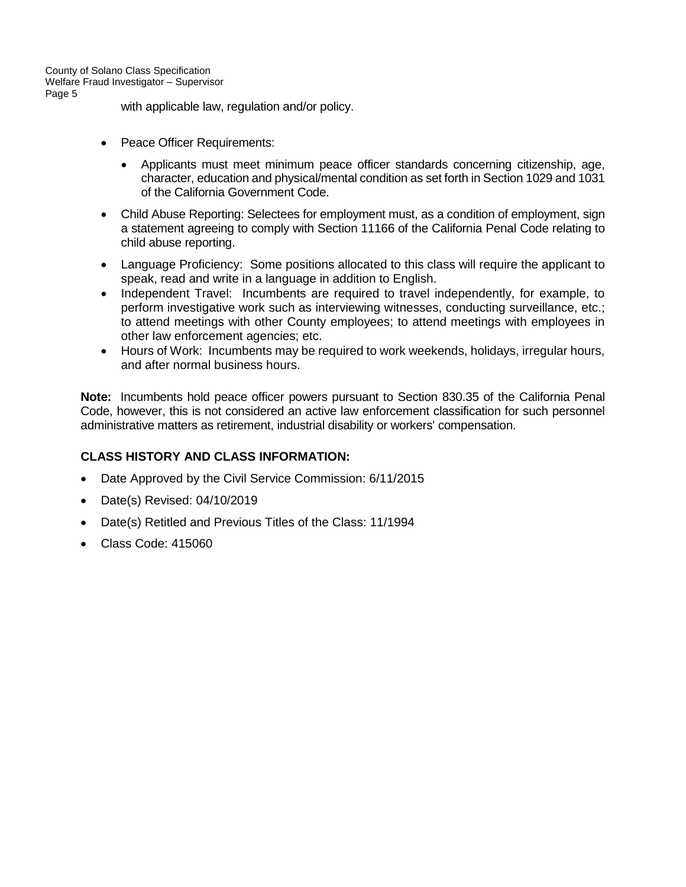with applicable law, regulation and/or policy.

- Peace Officer Requirements:
  - Applicants must meet minimum peace officer standards concerning citizenship, age, character, education and physical/mental condition as set forth in Section 1029 and 1031 of the California Government Code.
- Child Abuse Reporting: Selectees for employment must, as a condition of employment, sign a statement agreeing to comply with Section 11166 of the California Penal Code relating to child abuse reporting.
- Language Proficiency: Some positions allocated to this class will require the applicant to speak, read and write in a language in addition to English.
- Independent Travel: Incumbents are required to travel independently, for example, to perform investigative work such as interviewing witnesses, conducting surveillance, etc.; to attend meetings with other County employees; to attend meetings with employees in other law enforcement agencies; etc.
- Hours of Work: Incumbents may be required to work weekends, holidays, irregular hours, and after normal business hours.

**Note:** Incumbents hold peace officer powers pursuant to Section 830.35 of the California Penal Code, however, this is not considered an active law enforcement classification for such personnel administrative matters as retirement, industrial disability or workers' compensation.

## CLASS HISTORY AND CLASS INFORMATION:

- Date Approved by the Civil Service Commission: 6/11/2015
- Date(s) Revised: 04/10/2019
- Date(s) Retitled and Previous Titles of the Class: 11/1994
- Class Code: 415060